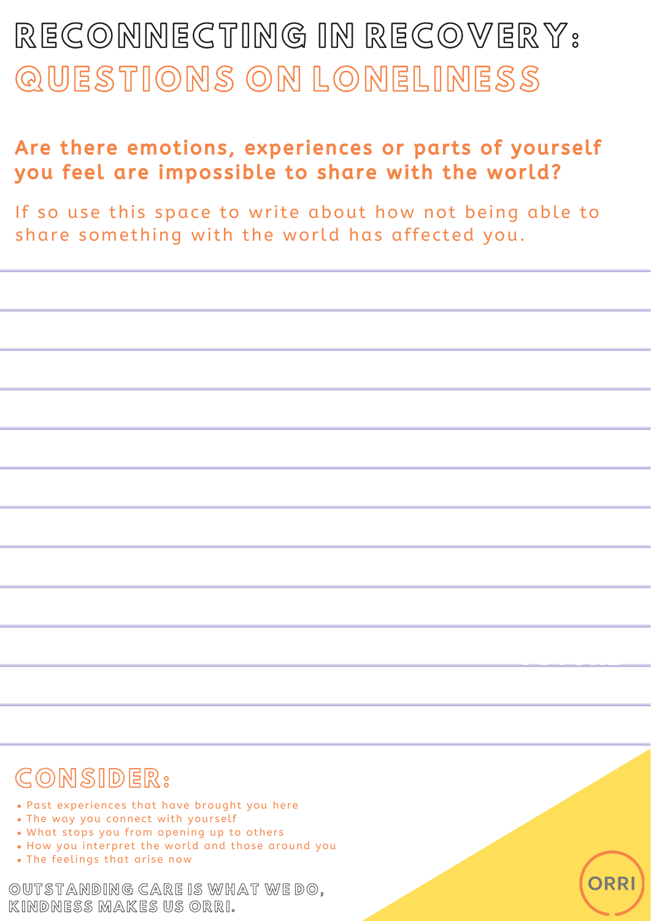# RECONNECTING IN RECOVERY:
# QUESTIONS ON LONELINESS

**Are there emotions, experiences or parts of yourself you feel are impossible to share with the world?**

If so use this space to write about how not being able to share something with the world has affected you.

## CONSIDER:

- Past experiences that have brought you here
- The way you connect with yourself
- What stops you from opening up to others
- How you interpret the world and those around you
- The feelings that arise now

OUTSTANDING CARE IS WHAT WE DO,
KINDNESS MAKES US ORRI.

ORRI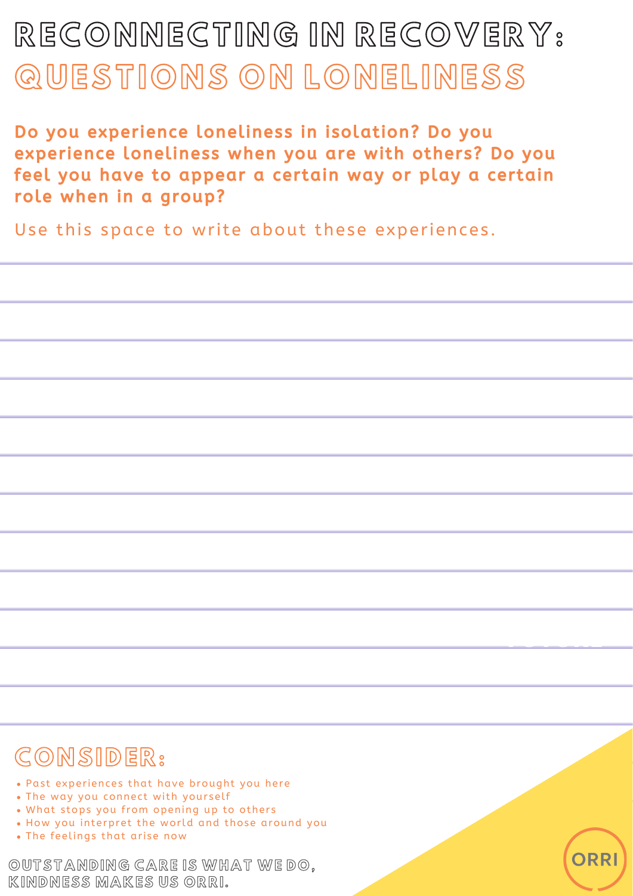# RECONNECTING IN RECOVERY: QUESTIONS ON LONELINESS

**Do you experience loneliness in isolation? Do you experience loneliness when you are with others? Do you feel you have to appear a certain way or play a certain role when in a group?**

Use this space to write about these experiences.

## CONSIDER:

- Past experiences that have brought you here
- The way you connect with yourself
- What stops you from opening up to others
- How you interpret the world and those around you
- The feelings that arise now

OUTSTANDING CARE IS WHAT WE DO, KINDNESS MAKES US ORRI.

ORRI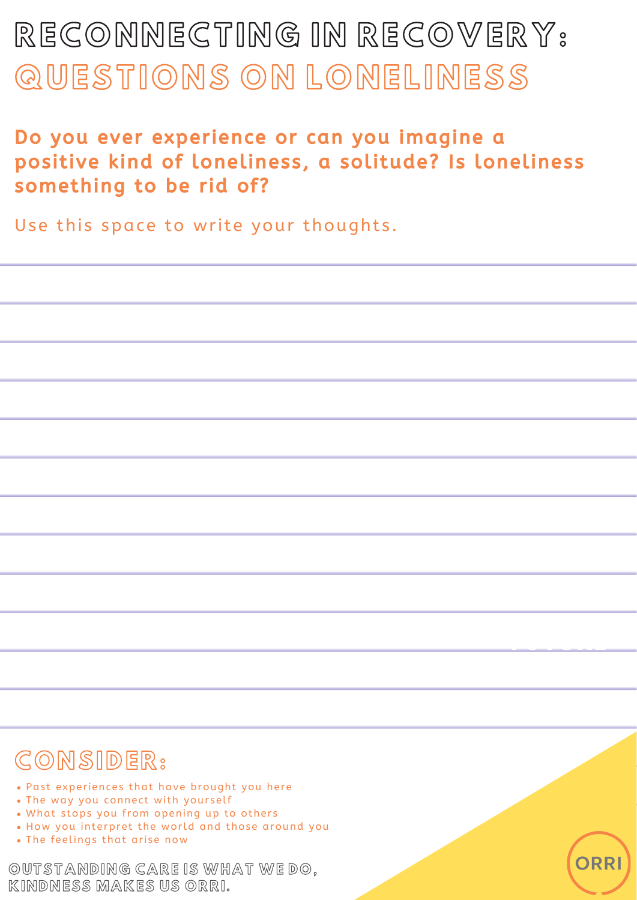# RECONNECTING IN RECOVERY:
# QUESTIONS ON LONELINESS

**Do you ever experience or can you imagine a positive kind of loneliness, a solitude? Is loneliness something to be rid of?**

Use this space to write your thoughts.

## CONSIDER:

- Past experiences that have brought you here
- The way you connect with yourself
- What stops you from opening up to others
- How you interpret the world and those around you
- The feelings that arise now

OUTSTANDING CARE IS WHAT WE DO,
KINDNESS MAKES US ORRI.

ORRI